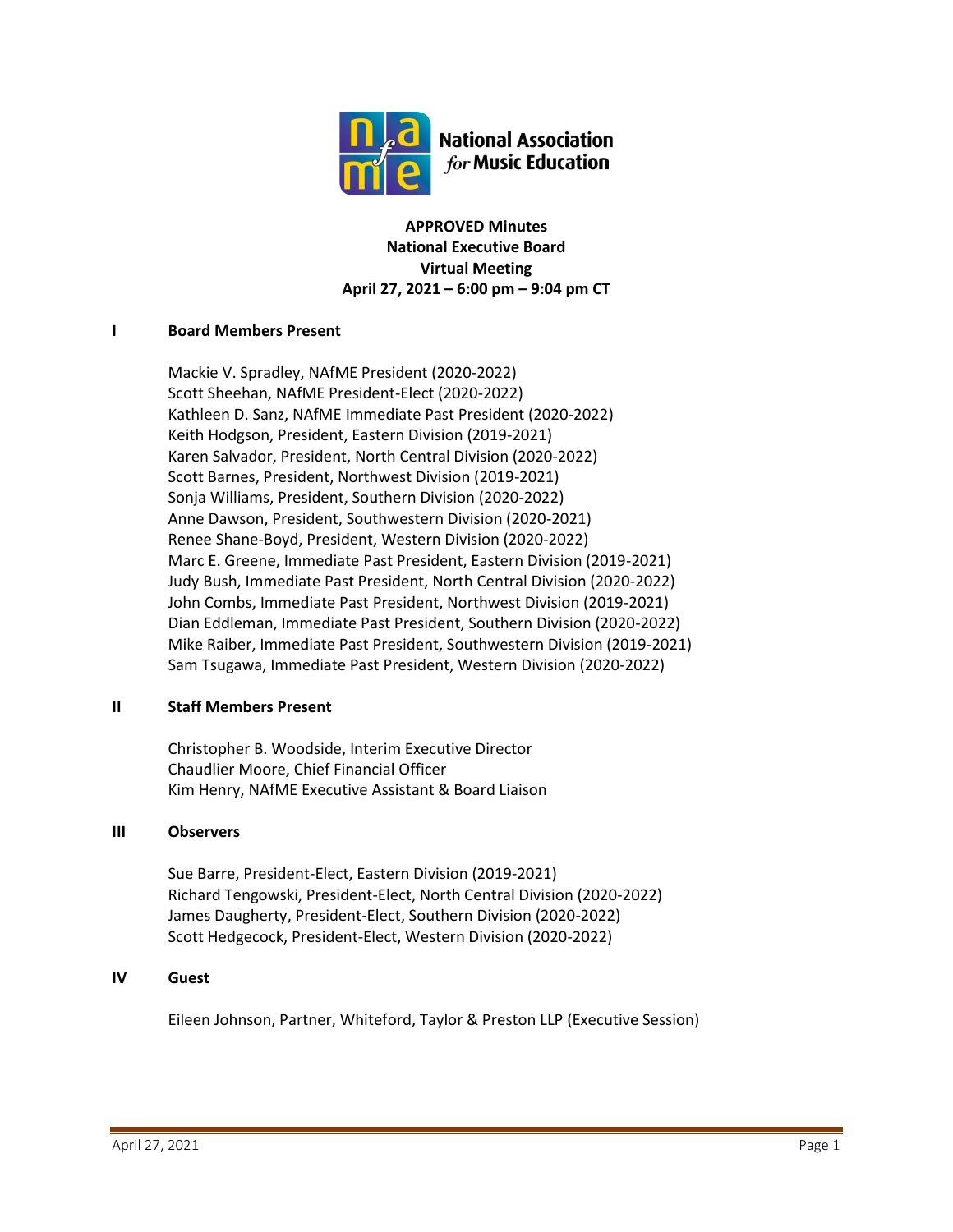**National Association for Music Education**

# APPROVED Minutes
## National Executive Board
## Virtual Meeting
## April 27, 2021 – 6:00 pm – 9:04 pm CT

## I Board Members Present

Mackie V. Spradley, NAfME President (2020-2022)
Scott Sheehan, NAfME President-Elect (2020-2022)
Kathleen D. Sanz, NAfME Immediate Past President (2020-2022)
Keith Hodgson, President, Eastern Division (2019-2021)
Karen Salvador, President, North Central Division (2020-2022)
Scott Barnes, President, Northwest Division (2019-2021)
Sonja Williams, President, Southern Division (2020-2022)
Anne Dawson, President, Southwestern Division (2020-2021)
Renee Shane-Boyd, President, Western Division (2020-2022)
Marc E. Greene, Immediate Past President, Eastern Division (2019-2021)
Judy Bush, Immediate Past President, North Central Division (2020-2022)
John Combs, Immediate Past President, Northwest Division (2019-2021)
Dian Eddleman, Immediate Past President, Southern Division (2020-2022)
Mike Raiber, Immediate Past President, Southwestern Division (2019-2021)
Sam Tsugawa, Immediate Past President, Western Division (2020-2022)

## II Staff Members Present

Christopher B. Woodside, Interim Executive Director
Chaudlier Moore, Chief Financial Officer
Kim Henry, NAfME Executive Assistant & Board Liaison

## III Observers

Sue Barre, President-Elect, Eastern Division (2019-2021)
Richard Tengowski, President-Elect, North Central Division (2020-2022)
James Daugherty, President-Elect, Southern Division (2020-2022)
Scott Hedgecock, President-Elect, Western Division (2020-2022)

## IV Guest

Eileen Johnson, Partner, Whiteford, Taylor & Preston LLP (Executive Session)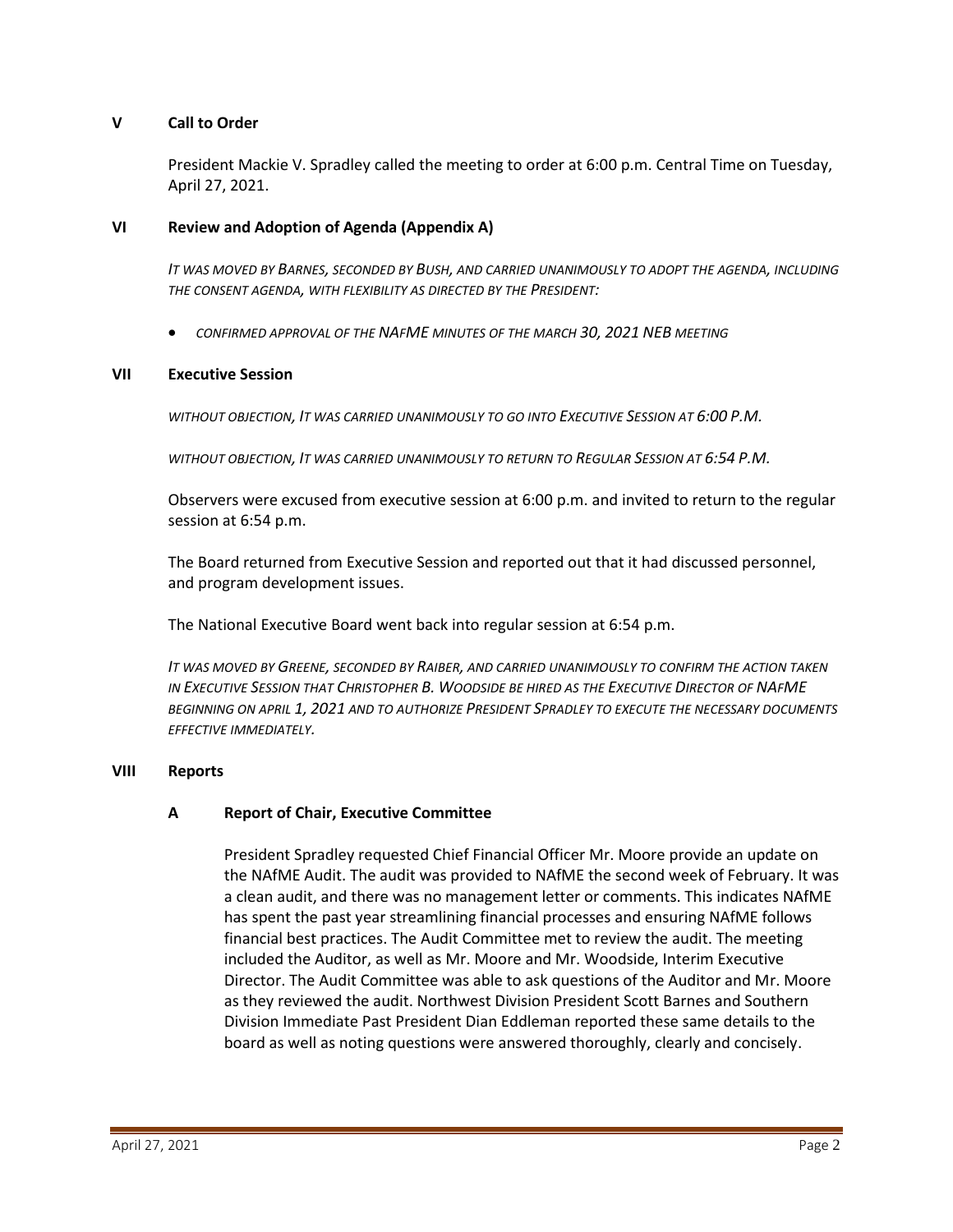## V Call to Order

President Mackie V. Spradley called the meeting to order at 6:00 p.m. Central Time on Tuesday, April 27, 2021.

## VI Review and Adoption of Agenda (Appendix A)

*IT WAS MOVED BY BARNES, SECONDED BY BUSH, AND CARRIED UNANIMOUSLY TO ADOPT THE AGENDA, INCLUDING THE CONSENT AGENDA, WITH FLEXIBILITY AS DIRECTED BY THE PRESIDENT:*

- *CONFIRMED APPROVAL OF THE NAFME MINUTES OF THE MARCH 30, 2021 NEB MEETING*

## VII Executive Session

*WITHOUT OBJECTION, IT WAS CARRIED UNANIMOUSLY TO GO INTO EXECUTIVE SESSION AT 6:00 P.M.*

*WITHOUT OBJECTION, IT WAS CARRIED UNANIMOUSLY TO RETURN TO REGULAR SESSION AT 6:54 P.M.*

Observers were excused from executive session at 6:00 p.m. and invited to return to the regular session at 6:54 p.m.

The Board returned from Executive Session and reported out that it had discussed personnel, and program development issues.

The National Executive Board went back into regular session at 6:54 p.m.

*IT WAS MOVED BY GREENE, SECONDED BY RAIBER, AND CARRIED UNANIMOUSLY TO CONFIRM THE ACTION TAKEN IN EXECUTIVE SESSION THAT CHRISTOPHER B. WOODSIDE BE HIRED AS THE EXECUTIVE DIRECTOR OF NAFME BEGINNING ON APRIL 1, 2021 AND TO AUTHORIZE PRESIDENT SPRADLEY TO EXECUTE THE NECESSARY DOCUMENTS EFFECTIVE IMMEDIATELY.*

## VIII Reports

### A Report of Chair, Executive Committee

President Spradley requested Chief Financial Officer Mr. Moore provide an update on the NAfME Audit. The audit was provided to NAfME the second week of February. It was a clean audit, and there was no management letter or comments. This indicates NAfME has spent the past year streamlining financial processes and ensuring NAfME follows financial best practices. The Audit Committee met to review the audit. The meeting included the Auditor, as well as Mr. Moore and Mr. Woodside, Interim Executive Director. The Audit Committee was able to ask questions of the Auditor and Mr. Moore as they reviewed the audit. Northwest Division President Scott Barnes and Southern Division Immediate Past President Dian Eddleman reported these same details to the board as well as noting questions were answered thoroughly, clearly and concisely.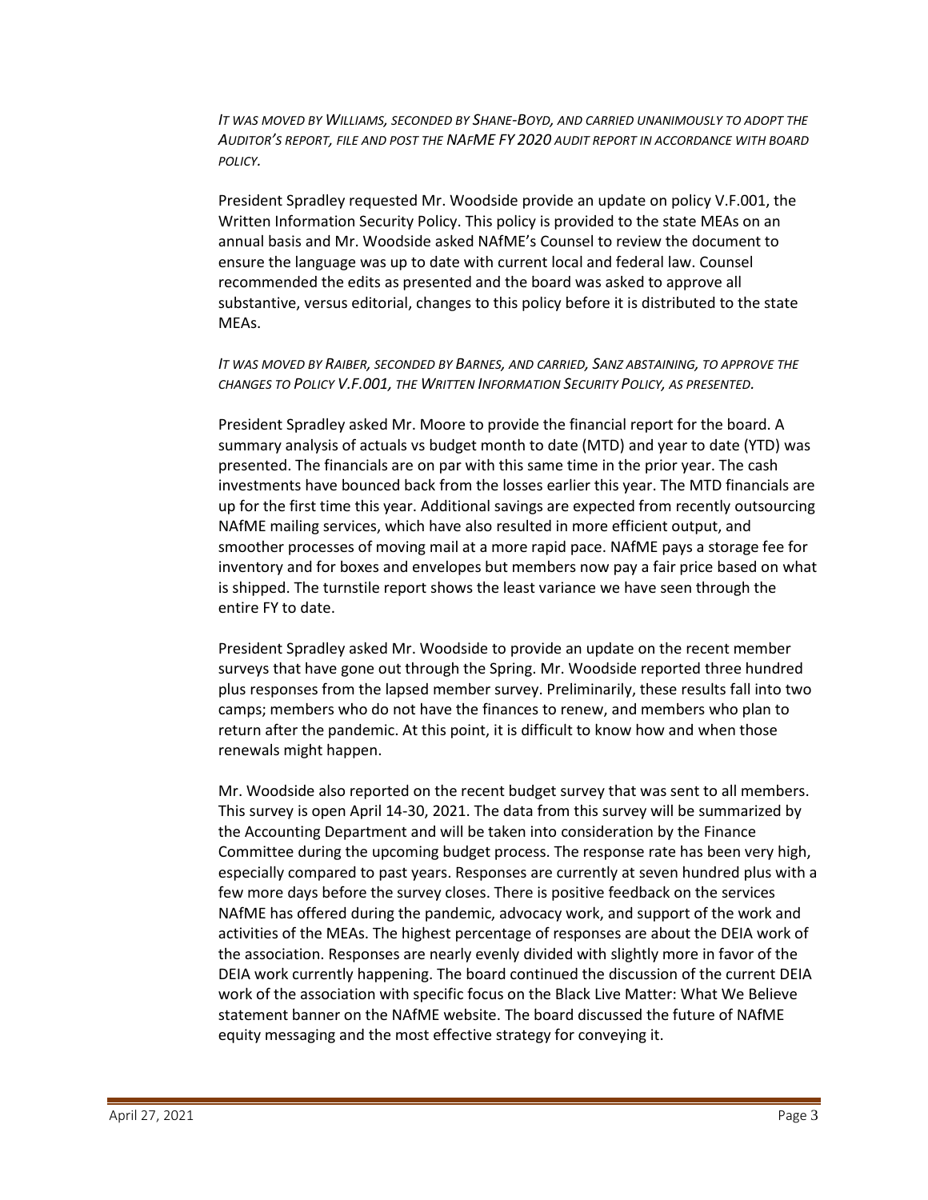*IT WAS MOVED BY WILLIAMS, SECONDED BY SHANE-BOYD, AND CARRIED UNANIMOUSLY TO ADOPT THE AUDITOR'S REPORT, FILE AND POST THE NAFME FY 2020 AUDIT REPORT IN ACCORDANCE WITH BOARD POLICY.*

President Spradley requested Mr. Woodside provide an update on policy V.F.001, the Written Information Security Policy. This policy is provided to the state MEAs on an annual basis and Mr. Woodside asked NAfME's Counsel to review the document to ensure the language was up to date with current local and federal law. Counsel recommended the edits as presented and the board was asked to approve all substantive, versus editorial, changes to this policy before it is distributed to the state MEAs.

*IT WAS MOVED BY RAIBER, SECONDED BY BARNES, AND CARRIED, SANZ ABSTAINING, TO APPROVE THE CHANGES TO POLICY V.F.001, THE WRITTEN INFORMATION SECURITY POLICY, AS PRESENTED.*

President Spradley asked Mr. Moore to provide the financial report for the board. A summary analysis of actuals vs budget month to date (MTD) and year to date (YTD) was presented. The financials are on par with this same time in the prior year. The cash investments have bounced back from the losses earlier this year. The MTD financials are up for the first time this year. Additional savings are expected from recently outsourcing NAfME mailing services, which have also resulted in more efficient output, and smoother processes of moving mail at a more rapid pace. NAfME pays a storage fee for inventory and for boxes and envelopes but members now pay a fair price based on what is shipped. The turnstile report shows the least variance we have seen through the entire FY to date.

President Spradley asked Mr. Woodside to provide an update on the recent member surveys that have gone out through the Spring. Mr. Woodside reported three hundred plus responses from the lapsed member survey. Preliminarily, these results fall into two camps; members who do not have the finances to renew, and members who plan to return after the pandemic. At this point, it is difficult to know how and when those renewals might happen.

Mr. Woodside also reported on the recent budget survey that was sent to all members. This survey is open April 14-30, 2021. The data from this survey will be summarized by the Accounting Department and will be taken into consideration by the Finance Committee during the upcoming budget process. The response rate has been very high, especially compared to past years. Responses are currently at seven hundred plus with a few more days before the survey closes. There is positive feedback on the services NAfME has offered during the pandemic, advocacy work, and support of the work and activities of the MEAs. The highest percentage of responses are about the DEIA work of the association. Responses are nearly evenly divided with slightly more in favor of the DEIA work currently happening. The board continued the discussion of the current DEIA work of the association with specific focus on the Black Live Matter: What We Believe statement banner on the NAfME website. The board discussed the future of NAfME equity messaging and the most effective strategy for conveying it.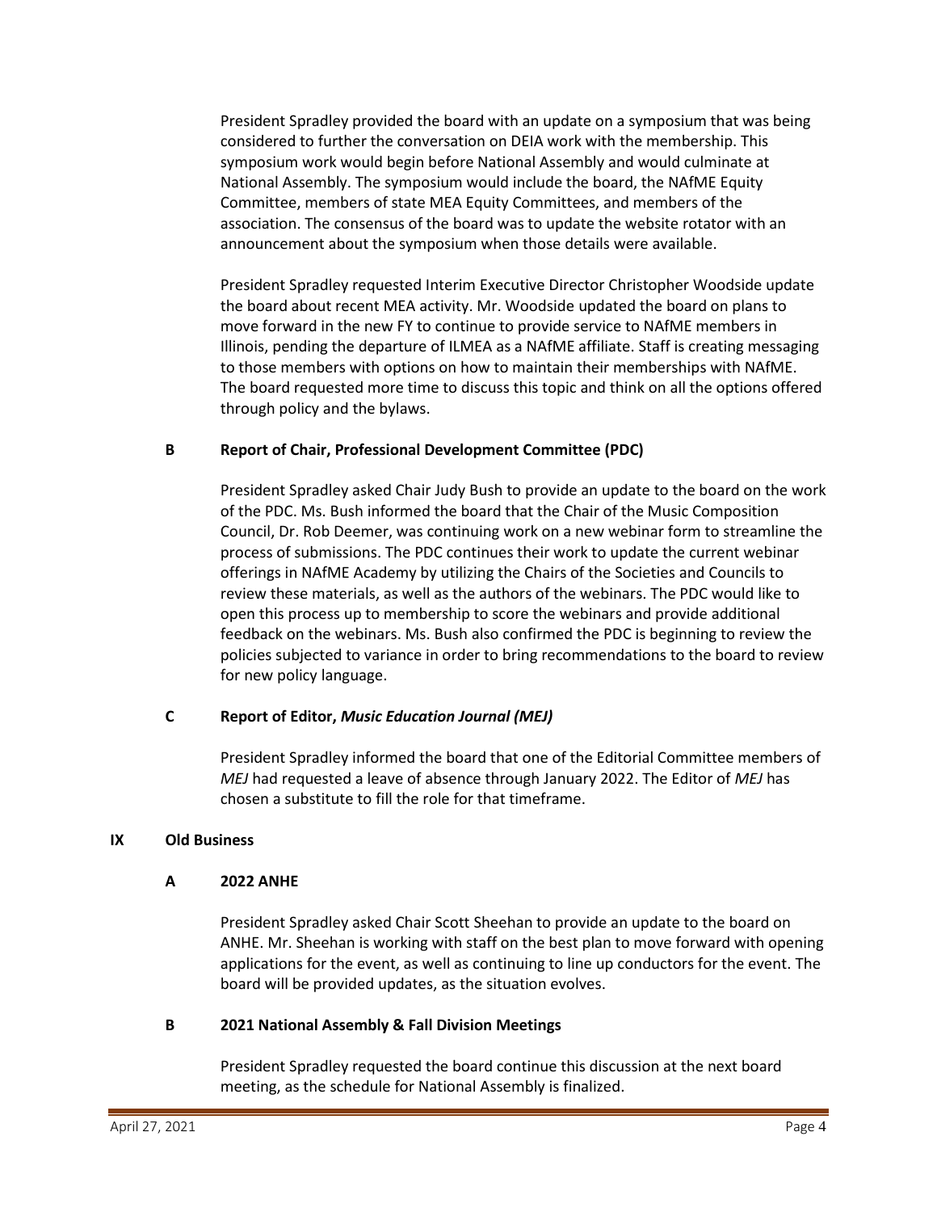President Spradley provided the board with an update on a symposium that was being considered to further the conversation on DEIA work with the membership. This symposium work would begin before National Assembly and would culminate at National Assembly. The symposium would include the board, the NAfME Equity Committee, members of state MEA Equity Committees, and members of the association. The consensus of the board was to update the website rotator with an announcement about the symposium when those details were available.

President Spradley requested Interim Executive Director Christopher Woodside update the board about recent MEA activity. Mr. Woodside updated the board on plans to move forward in the new FY to continue to provide service to NAfME members in Illinois, pending the departure of ILMEA as a NAfME affiliate. Staff is creating messaging to those members with options on how to maintain their memberships with NAfME. The board requested more time to discuss this topic and think on all the options offered through policy and the bylaws.

### B Report of Chair, Professional Development Committee (PDC)

President Spradley asked Chair Judy Bush to provide an update to the board on the work of the PDC. Ms. Bush informed the board that the Chair of the Music Composition Council, Dr. Rob Deemer, was continuing work on a new webinar form to streamline the process of submissions. The PDC continues their work to update the current webinar offerings in NAfME Academy by utilizing the Chairs of the Societies and Councils to review these materials, as well as the authors of the webinars. The PDC would like to open this process up to membership to score the webinars and provide additional feedback on the webinars. Ms. Bush also confirmed the PDC is beginning to review the policies subjected to variance in order to bring recommendations to the board to review for new policy language.

### C Report of Editor, *Music Education Journal (MEJ)*

President Spradley informed the board that one of the Editorial Committee members of *MEJ* had requested a leave of absence through January 2022. The Editor of *MEJ* has chosen a substitute to fill the role for that timeframe.

## IX Old Business

### A 2022 ANHE

President Spradley asked Chair Scott Sheehan to provide an update to the board on ANHE. Mr. Sheehan is working with staff on the best plan to move forward with opening applications for the event, as well as continuing to line up conductors for the event. The board will be provided updates, as the situation evolves.

### B 2021 National Assembly & Fall Division Meetings

President Spradley requested the board continue this discussion at the next board meeting, as the schedule for National Assembly is finalized.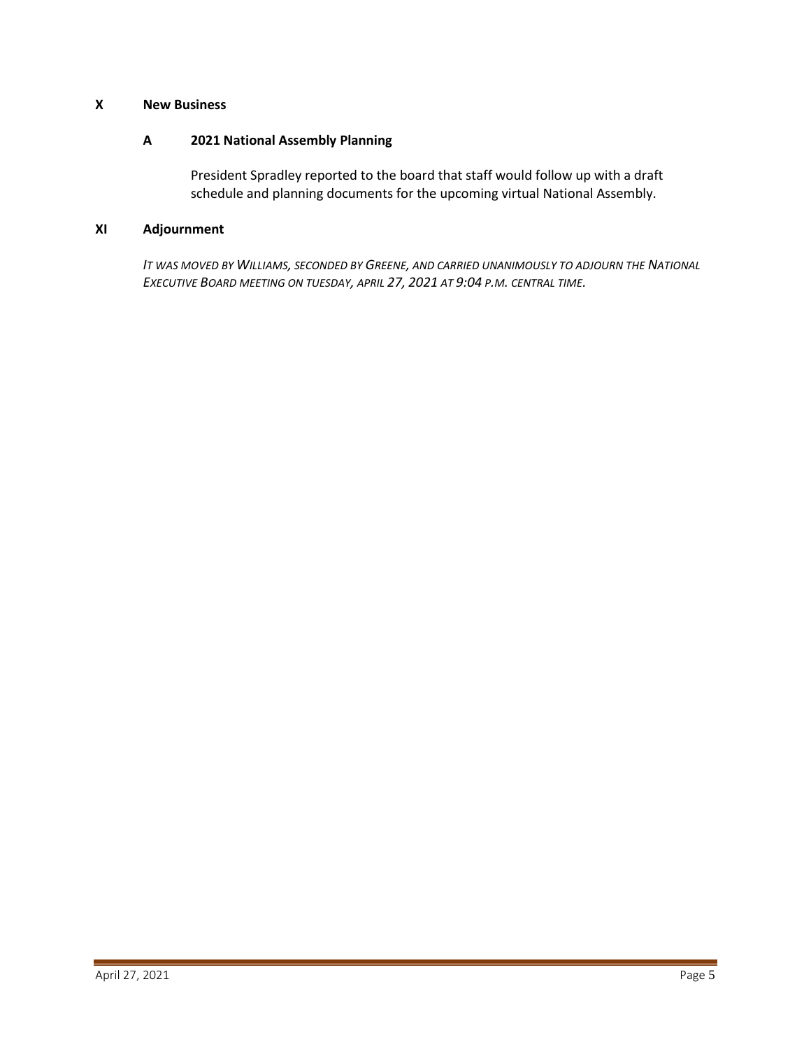## X New Business

### A 2021 National Assembly Planning

President Spradley reported to the board that staff would follow up with a draft schedule and planning documents for the upcoming virtual National Assembly.

## XI Adjournment

*IT WAS MOVED BY WILLIAMS, SECONDED BY GREENE, AND CARRIED UNANIMOUSLY TO ADJOURN THE NATIONAL EXECUTIVE BOARD MEETING ON TUESDAY, APRIL 27, 2021 AT 9:04 P.M. CENTRAL TIME.*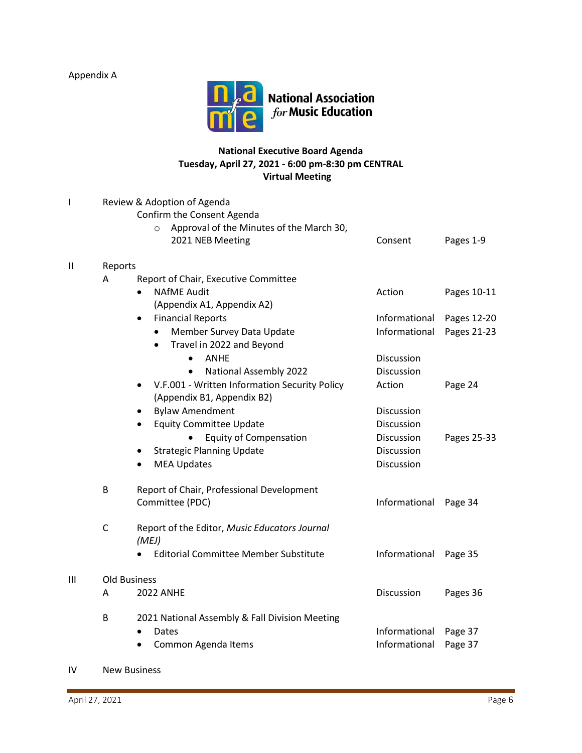Appendix A

**National Association for Music Education**

**National Executive Board Agenda**
**Tuesday, April 27, 2021 - 6:00 pm-8:30 pm CENTRAL**
**Virtual Meeting**

| | | | | |
|---|---|---|---|---|
| I | Review & Adoption of Agenda | | | |
| | | Confirm the Consent Agenda | | |
| | | ○ Approval of the Minutes of the March 30, 2021 NEB Meeting | Consent | Pages 1-9 |
| II | Reports | | | |
| | A | Report of Chair, Executive Committee | | |
| | | • NAfME Audit (Appendix A1, Appendix A2) | Action | Pages 10-11 |
| | | • Financial Reports | Informational | Pages 12-20 |
| | | • Member Survey Data Update | Informational | Pages 21-23 |
| | | • Travel in 2022 and Beyond | | |
| | | • ANHE | Discussion | |
| | | • National Assembly 2022 | Discussion | |
| | | • V.F.001 - Written Information Security Policy (Appendix B1, Appendix B2) | Action | Page 24 |
| | | • Bylaw Amendment | Discussion | |
| | | • Equity Committee Update | Discussion | |
| | | • Equity of Compensation | Discussion | Pages 25-33 |
| | | • Strategic Planning Update | Discussion | |
| | | • MEA Updates | Discussion | |
| | B | Report of Chair, Professional Development Committee (PDC) | Informational | Page 34 |
| | C | Report of the Editor, *Music Educators Journal (MEJ)* | | |
| | | • Editorial Committee Member Substitute | Informational | Page 35 |
| III | Old Business | | | |
| | A | 2022 ANHE | Discussion | Pages 36 |
| | B | 2021 National Assembly & Fall Division Meeting | | |
| | | • Dates | Informational | Page 37 |
| | | • Common Agenda Items | Informational | Page 37 |
| IV | New Business | | | |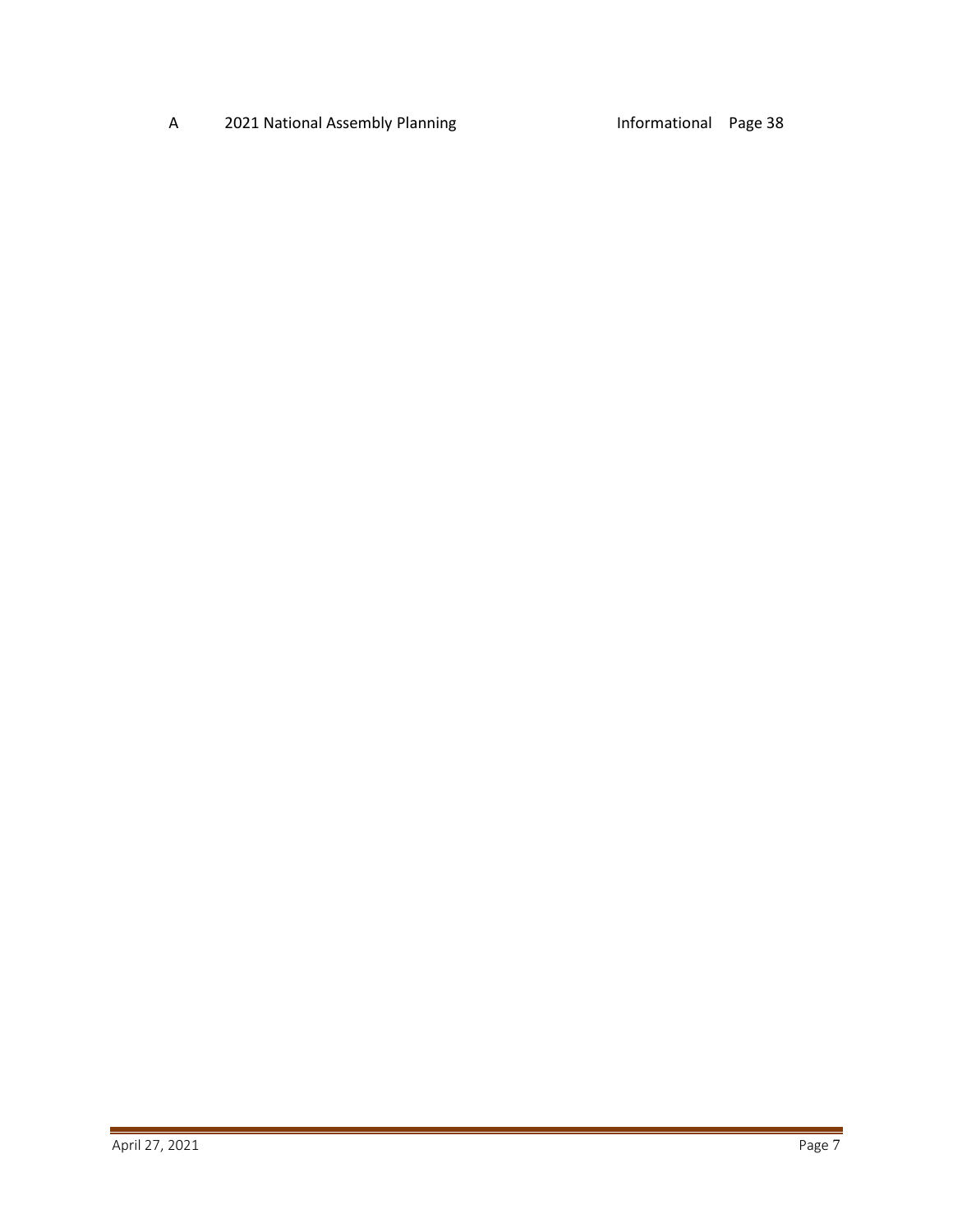| | | | |
|---|---|---|---|
| A | 2021 National Assembly Planning | Informational | Page 38 |